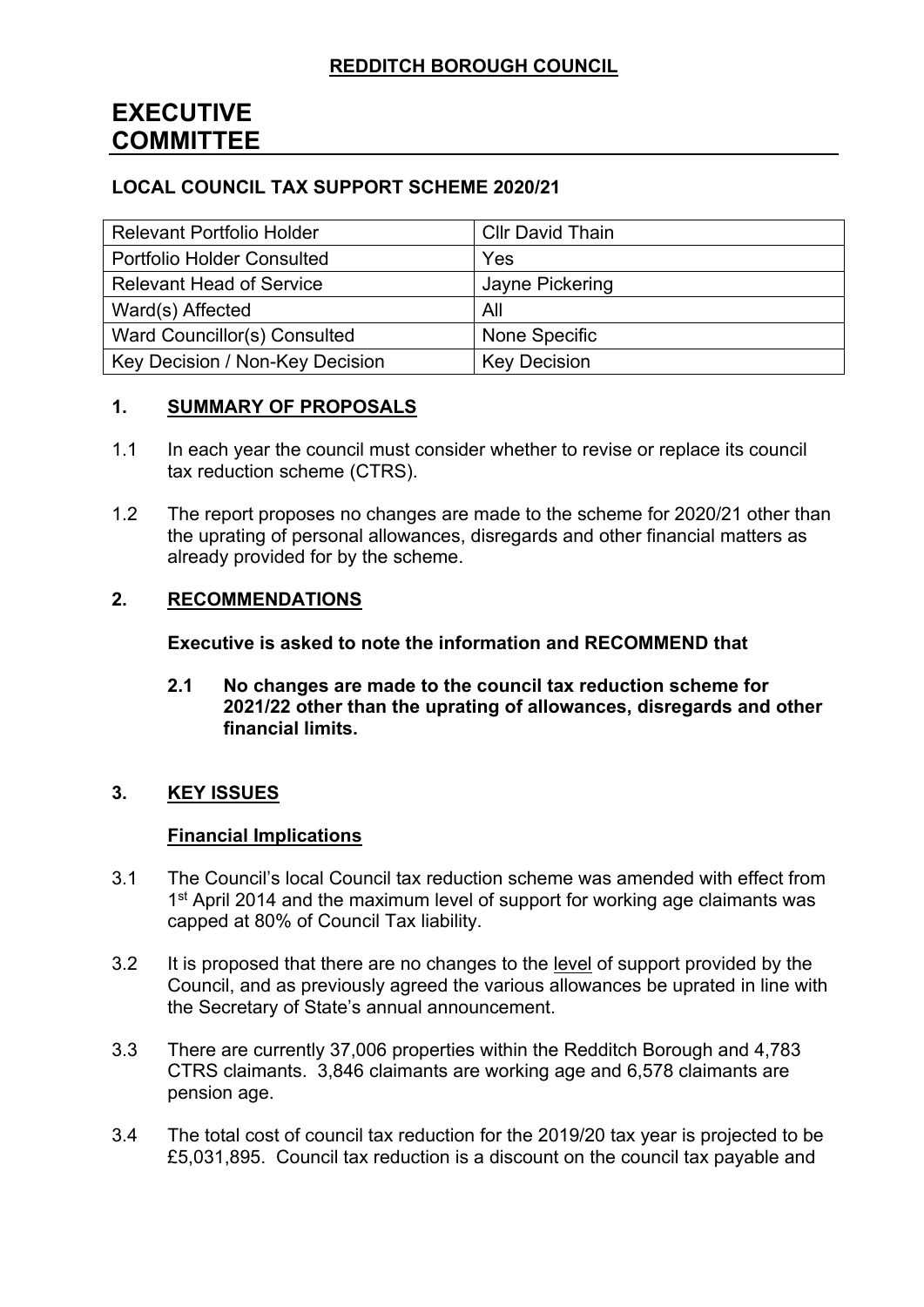**REDDITCH BOROUGH COUNCIL**

# EXECUTIVE COMMITTEE

**LOCAL COUNCIL TAX SUPPORT SCHEME 2020/21**

| Relevant Portfolio Holder | Cllr David Thain |
|---|---|
| Portfolio Holder Consulted | Yes |
| Relevant Head of Service | Jayne Pickering |
| Ward(s) Affected | All |
| Ward Councillor(s) Consulted | None Specific |
| Key Decision / Non-Key Decision | Key Decision |

## 1. SUMMARY OF PROPOSALS

1.1 In each year the council must consider whether to revise or replace its council tax reduction scheme (CTRS).

1.2 The report proposes no changes are made to the scheme for 2020/21 other than the uprating of personal allowances, disregards and other financial matters as already provided for by the scheme.

## 2. RECOMMENDATIONS

**Executive is asked to note the information and RECOMMEND that**

**2.1 No changes are made to the council tax reduction scheme for 2021/22 other than the uprating of allowances, disregards and other financial limits.**

## 3. KEY ISSUES

**Financial Implications**

3.1 The Council's local Council tax reduction scheme was amended with effect from 1st April 2014 and the maximum level of support for working age claimants was capped at 80% of Council Tax liability.

3.2 It is proposed that there are no changes to the level of support provided by the Council, and as previously agreed the various allowances be uprated in line with the Secretary of State's annual announcement.

3.3 There are currently 37,006 properties within the Redditch Borough and 4,783 CTRS claimants. 3,846 claimants are working age and 6,578 claimants are pension age.

3.4 The total cost of council tax reduction for the 2019/20 tax year is projected to be £5,031,895. Council tax reduction is a discount on the council tax payable and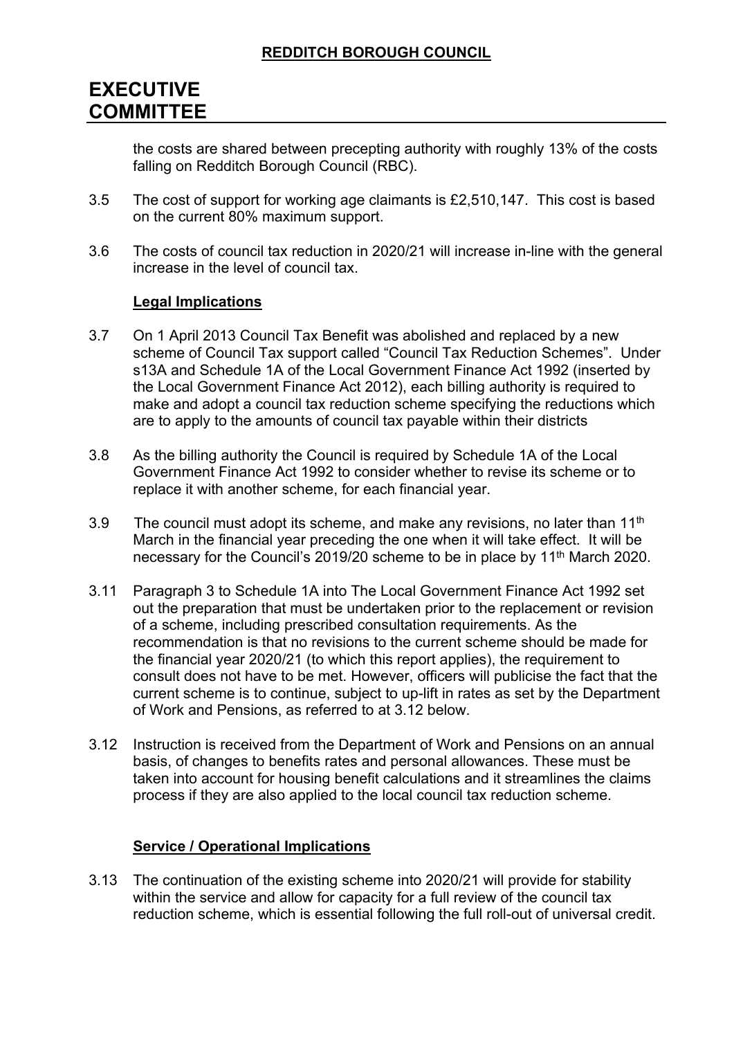the costs are shared between precepting authority with roughly 13% of the costs falling on Redditch Borough Council (RBC).

3.5 The cost of support for working age claimants is £2,510,147. This cost is based on the current 80% maximum support.

3.6 The costs of council tax reduction in 2020/21 will increase in-line with the general increase in the level of council tax.

**Legal Implications**

3.7 On 1 April 2013 Council Tax Benefit was abolished and replaced by a new scheme of Council Tax support called "Council Tax Reduction Schemes". Under s13A and Schedule 1A of the Local Government Finance Act 1992 (inserted by the Local Government Finance Act 2012), each billing authority is required to make and adopt a council tax reduction scheme specifying the reductions which are to apply to the amounts of council tax payable within their districts

3.8 As the billing authority the Council is required by Schedule 1A of the Local Government Finance Act 1992 to consider whether to revise its scheme or to replace it with another scheme, for each financial year.

3.9 The council must adopt its scheme, and make any revisions, no later than 11th March in the financial year preceding the one when it will take effect. It will be necessary for the Council's 2019/20 scheme to be in place by 11th March 2020.

3.11 Paragraph 3 to Schedule 1A into The Local Government Finance Act 1992 set out the preparation that must be undertaken prior to the replacement or revision of a scheme, including prescribed consultation requirements. As the recommendation is that no revisions to the current scheme should be made for the financial year 2020/21 (to which this report applies), the requirement to consult does not have to be met. However, officers will publicise the fact that the current scheme is to continue, subject to up-lift in rates as set by the Department of Work and Pensions, as referred to at 3.12 below.

3.12 Instruction is received from the Department of Work and Pensions on an annual basis, of changes to benefits rates and personal allowances. These must be taken into account for housing benefit calculations and it streamlines the claims process if they are also applied to the local council tax reduction scheme.

**Service / Operational Implications**

3.13 The continuation of the existing scheme into 2020/21 will provide for stability within the service and allow for capacity for a full review of the council tax reduction scheme, which is essential following the full roll-out of universal credit.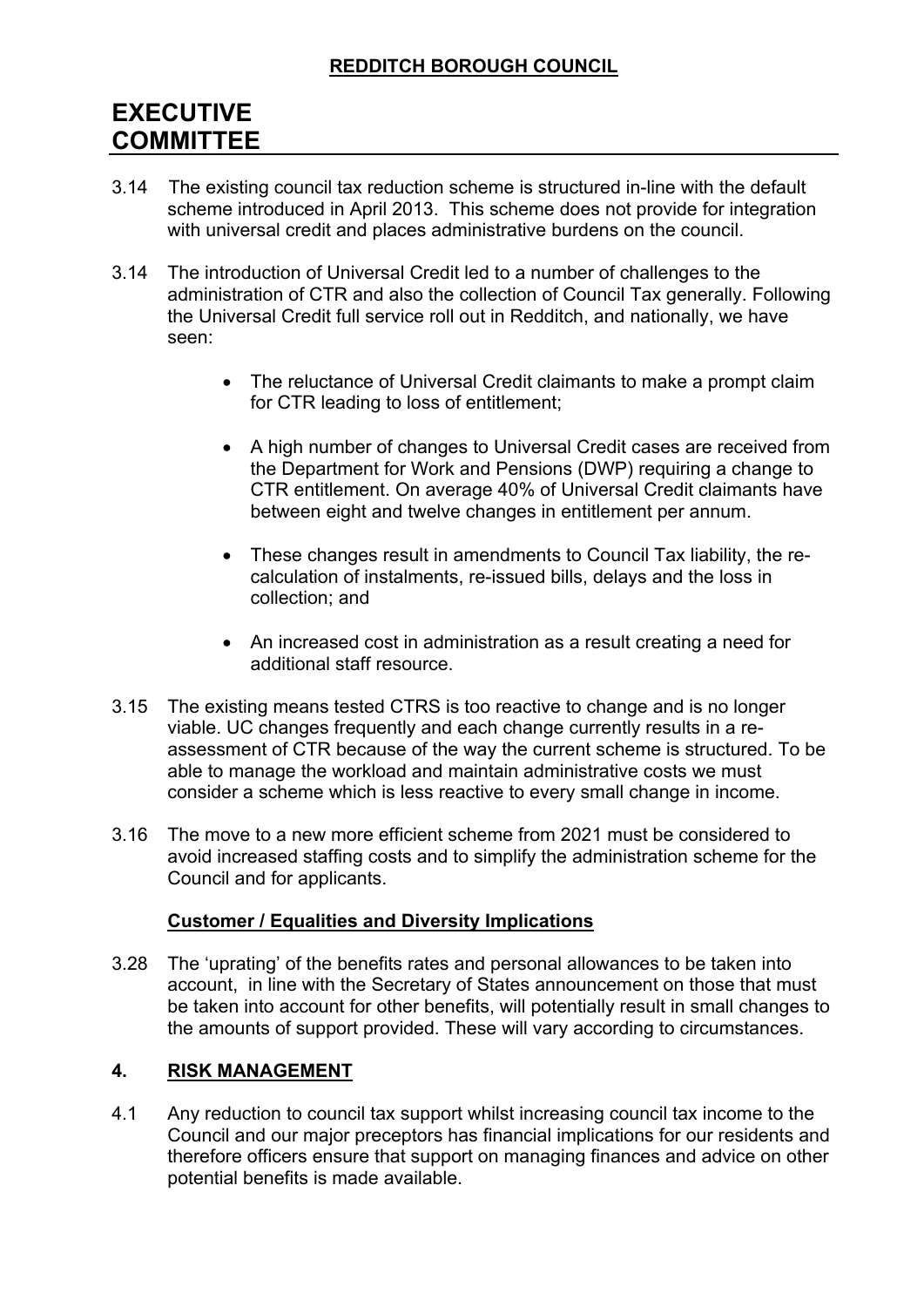3.14 The existing council tax reduction scheme is structured in-line with the default scheme introduced in April 2013. This scheme does not provide for integration with universal credit and places administrative burdens on the council.

3.14 The introduction of Universal Credit led to a number of challenges to the administration of CTR and also the collection of Council Tax generally. Following the Universal Credit full service roll out in Redditch, and nationally, we have seen:

- The reluctance of Universal Credit claimants to make a prompt claim for CTR leading to loss of entitlement;
- A high number of changes to Universal Credit cases are received from the Department for Work and Pensions (DWP) requiring a change to CTR entitlement. On average 40% of Universal Credit claimants have between eight and twelve changes in entitlement per annum.
- These changes result in amendments to Council Tax liability, the re-calculation of instalments, re-issued bills, delays and the loss in collection; and
- An increased cost in administration as a result creating a need for additional staff resource.

3.15 The existing means tested CTRS is too reactive to change and is no longer viable. UC changes frequently and each change currently results in a re-assessment of CTR because of the way the current scheme is structured. To be able to manage the workload and maintain administrative costs we must consider a scheme which is less reactive to every small change in income.

3.16 The move to a new more efficient scheme from 2021 must be considered to avoid increased staffing costs and to simplify the administration scheme for the Council and for applicants.

**Customer / Equalities and Diversity Implications**

3.28 The 'uprating' of the benefits rates and personal allowances to be taken into account, in line with the Secretary of States announcement on those that must be taken into account for other benefits, will potentially result in small changes to the amounts of support provided. These will vary according to circumstances.

## 4. RISK MANAGEMENT

4.1 Any reduction to council tax support whilst increasing council tax income to the Council and our major preceptors has financial implications for our residents and therefore officers ensure that support on managing finances and advice on other potential benefits is made available.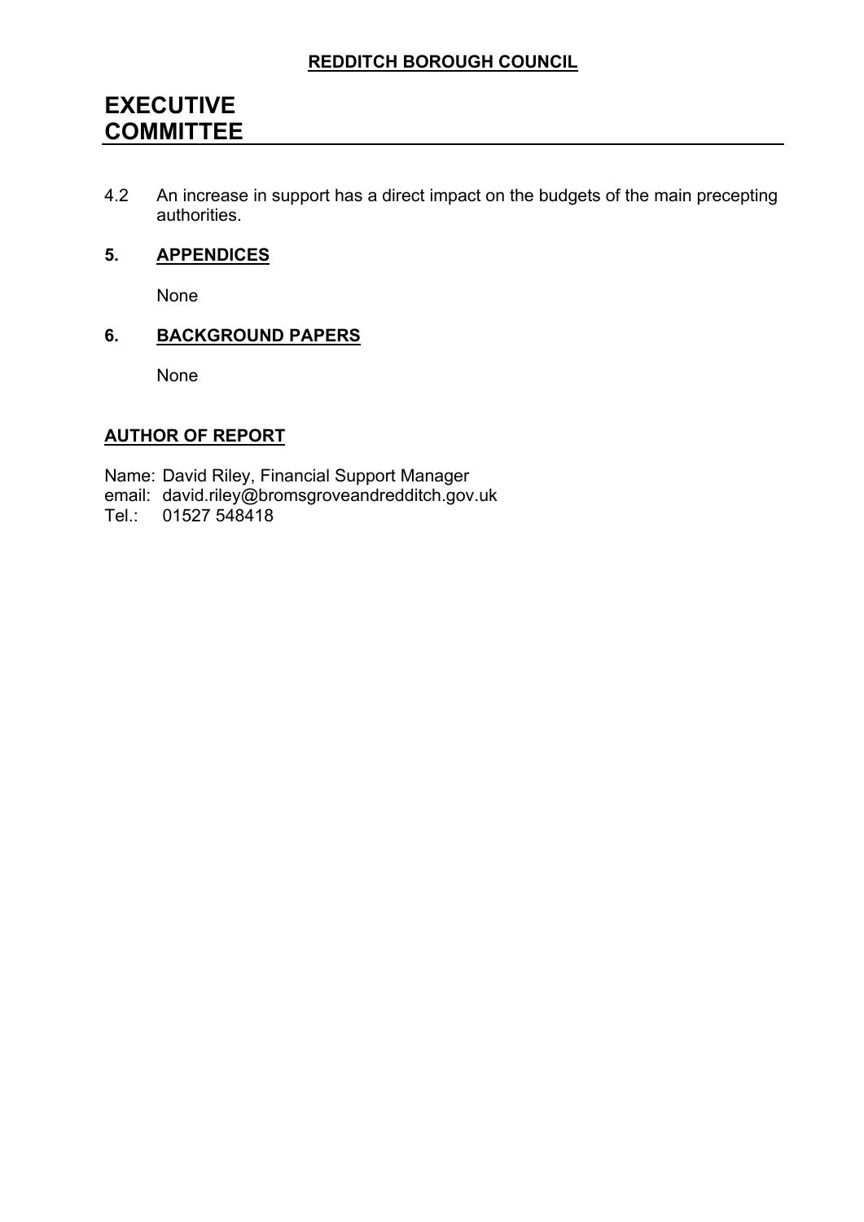4.2 An increase in support has a direct impact on the budgets of the main precepting authorities.

## 5. APPENDICES

None

## 6. BACKGROUND PAPERS

None

## AUTHOR OF REPORT

Name: David Riley, Financial Support Manager
email: david.riley@bromsgroveandredditch.gov.uk
Tel.: 01527 548418